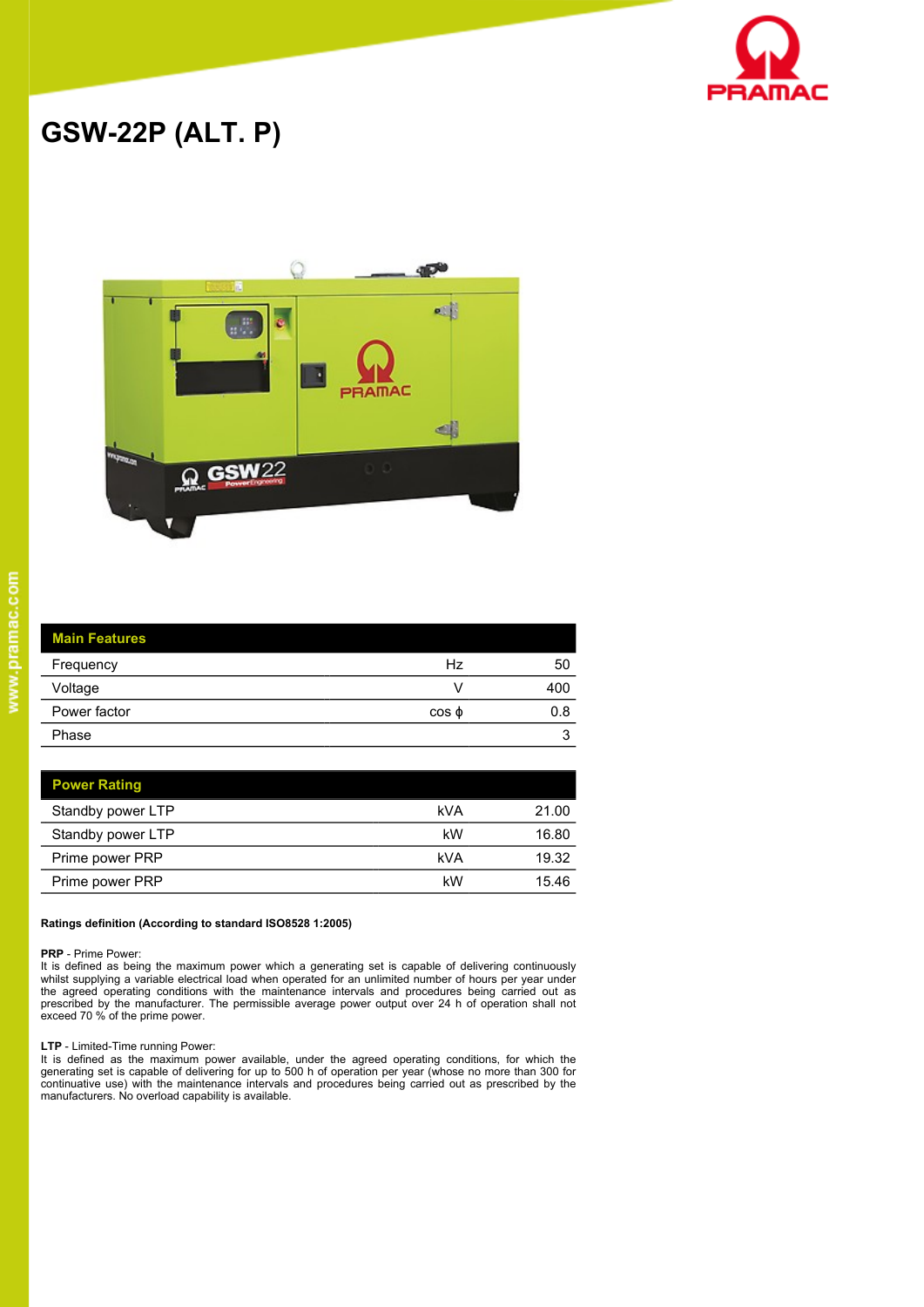# GSW-22P (ALT. P)

| Main Features | | |
|---|---|---|
| Frequency | Hz | 50 |
| Voltage | V | 400 |
| Power factor | cos ϕ | 0.8 |
| Phase | | 3 |

| Power Rating | | |
|---|---|---|
| Standby power LTP | kVA | 21.00 |
| Standby power LTP | kW | 16.80 |
| Prime power PRP | kVA | 19.32 |
| Prime power PRP | kW | 15.46 |

**Ratings definition (According to standard ISO8528 1:2005)**

**PRP** - Prime Power:
It is defined as being the maximum power which a generating set is capable of delivering continuously whilst supplying a variable electrical load when operated for an unlimited number of hours per year under the agreed operating conditions with the maintenance intervals and procedures being carried out as prescribed by the manufacturer. The permissible average power output over 24 h of operation shall not exceed 70 % of the prime power.

**LTP** - Limited-Time running Power:
It is defined as the maximum power available, under the agreed operating conditions, for which the generating set is capable of delivering for up to 500 h of operation per year (whose no more than 300 for continuative use) with the maintenance intervals and procedures being carried out as prescribed by the manufacturers. No overload capability is available.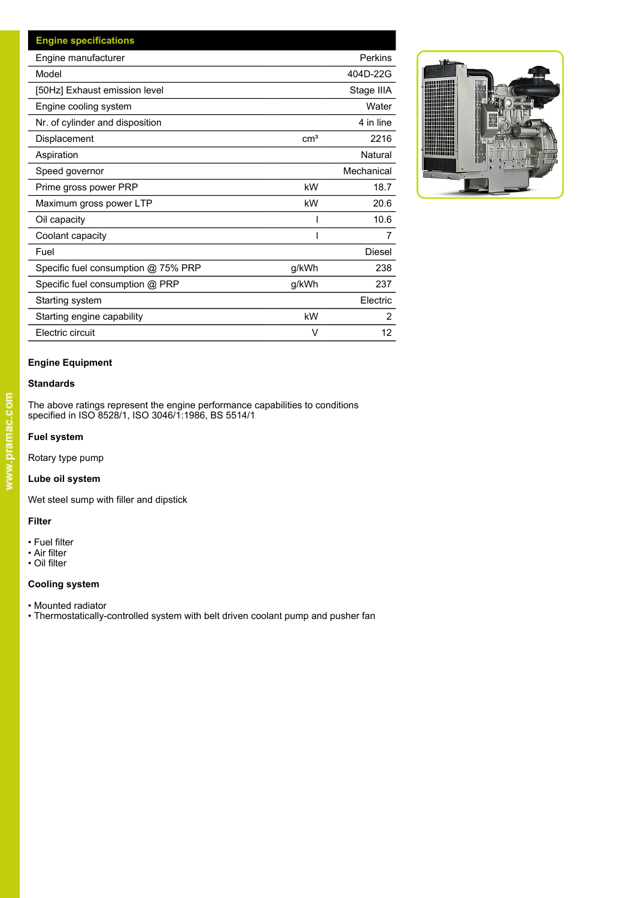| Engine specifications | | |
|---|---|---|
| Engine manufacturer | | Perkins |
| Model | | 404D-22G |
| [50Hz] Exhaust emission level | | Stage IIIA |
| Engine cooling system | | Water |
| Nr. of cylinder and disposition | | 4 in line |
| Displacement | $cm^3$ | 2216 |
| Aspiration | | Natural |
| Speed governor | | Mechanical |
| Prime gross power PRP | kW | 18.7 |
| Maximum gross power LTP | kW | 20.6 |
| Oil capacity | l | 10.6 |
| Coolant capacity | l | 7 |
| Fuel | | Diesel |
| Specific fuel consumption @ 75% PRP | g/kWh | 238 |
| Specific fuel consumption @ PRP | g/kWh | 237 |
| Starting system | | Electric |
| Starting engine capability | kW | 2 |
| Electric circuit | V | 12 |

**Engine Equipment**

**Standards**

The above ratings represent the engine performance capabilities to conditions specified in ISO 8528/1, ISO 3046/1:1986, BS 5514/1

**Fuel system**

Rotary type pump

**Lube oil system**

Wet steel sump with filler and dipstick

**Filter**

- Fuel filter
- Air filter
- Oil filter

**Cooling system**

- Mounted radiator
- Thermostatically-controlled system with belt driven coolant pump and pusher fan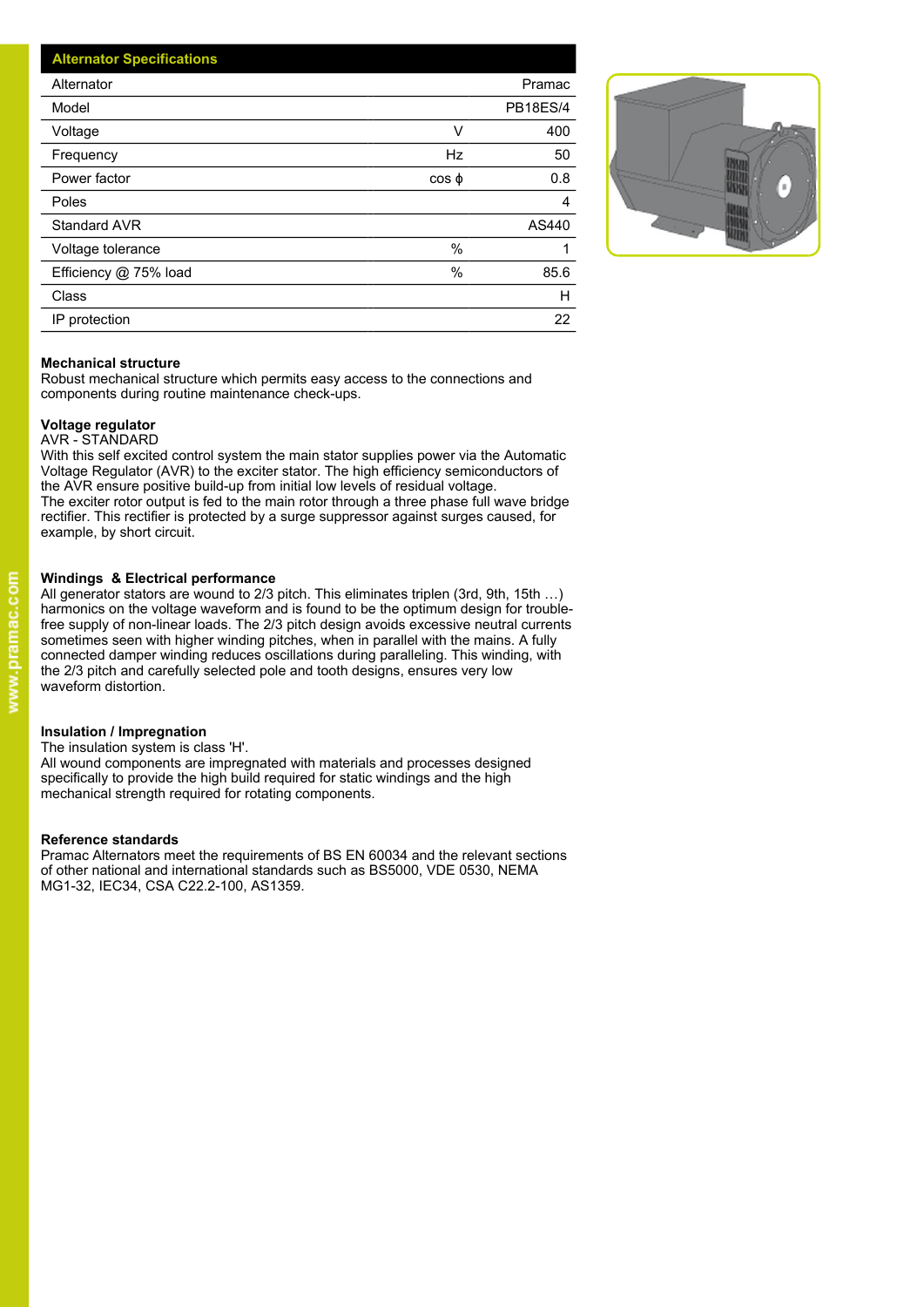| Alternator Specifications | | |
|---|---|---|
| Alternator | | Pramac |
| Model | | PB18ES/4 |
| Voltage | V | 400 |
| Frequency | Hz | 50 |
| Power factor | cos ϕ | 0.8 |
| Poles | | 4 |
| Standard AVR | | AS440 |
| Voltage tolerance | % | 1 |
| Efficiency @ 75% load | % | 85.6 |
| Class | | H |
| IP protection | | 22 |

**Mechanical structure**
Robust mechanical structure which permits easy access to the connections and components during routine maintenance check-ups.

**Voltage regulator**
AVR - STANDARD
With this self excited control system the main stator supplies power via the Automatic Voltage Regulator (AVR) to the exciter stator. The high efficiency semiconductors of the AVR ensure positive build-up from initial low levels of residual voltage.
The exciter rotor output is fed to the main rotor through a three phase full wave bridge rectifier. This rectifier is protected by a surge suppressor against surges caused, for example, by short circuit.

**Windings & Electrical performance**
All generator stators are wound to 2/3 pitch. This eliminates triplen (3rd, 9th, 15th …) harmonics on the voltage waveform and is found to be the optimum design for trouble-free supply of non-linear loads. The 2/3 pitch design avoids excessive neutral currents sometimes seen with higher winding pitches, when in parallel with the mains. A fully connected damper winding reduces oscillations during paralleling. This winding, with the 2/3 pitch and carefully selected pole and tooth designs, ensures very low waveform distortion.

**Insulation / Impregnation**
The insulation system is class 'H'.
All wound components are impregnated with materials and processes designed specifically to provide the high build required for static windings and the high mechanical strength required for rotating components.

**Reference standards**
Pramac Alternators meet the requirements of BS EN 60034 and the relevant sections of other national and international standards such as BS5000, VDE 0530, NEMA MG1-32, IEC34, CSA C22.2-100, AS1359.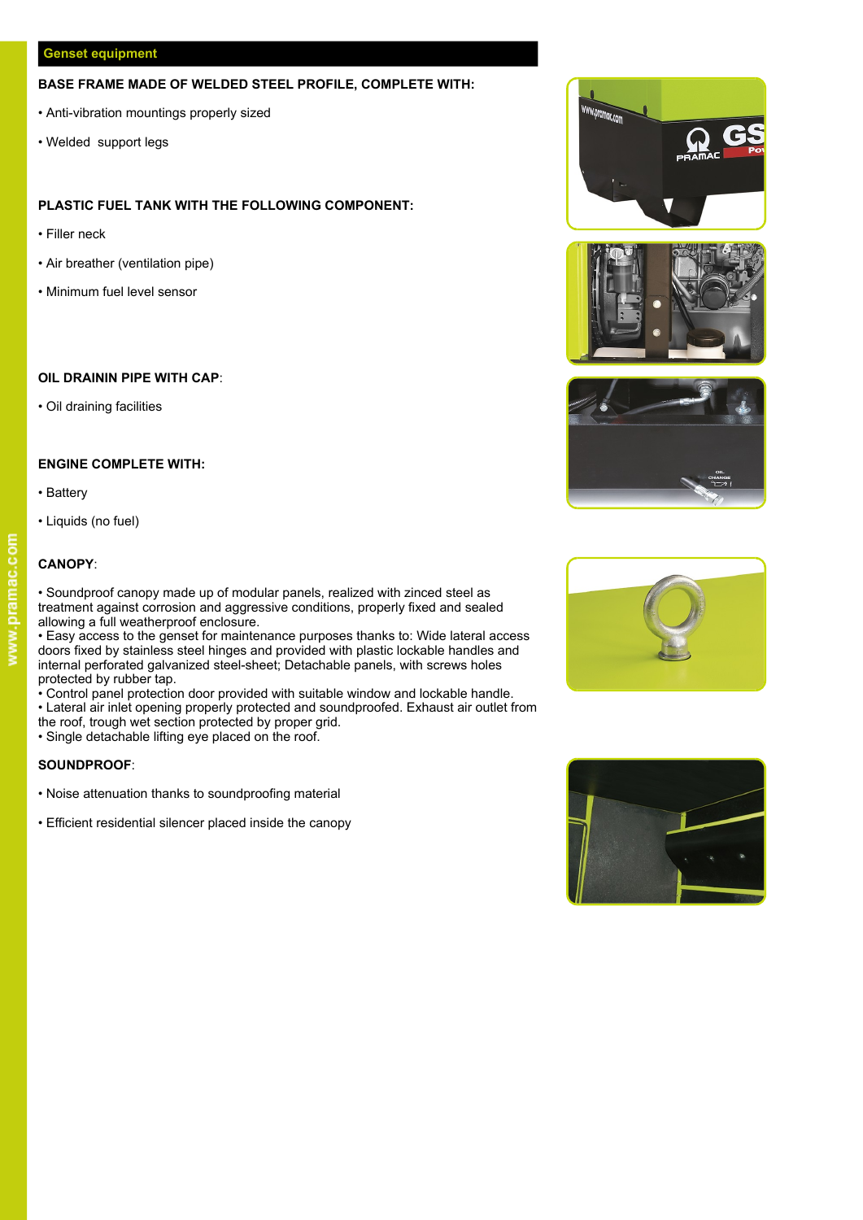## Genset equipment

**BASE FRAME MADE OF WELDED STEEL PROFILE, COMPLETE WITH:**

- Anti-vibration mountings properly sized
- Welded support legs

**PLASTIC FUEL TANK WITH THE FOLLOWING COMPONENT:**

- Filler neck
- Air breather (ventilation pipe)
- Minimum fuel level sensor

**OIL DRAININ PIPE WITH CAP**:

- Oil draining facilities

**ENGINE COMPLETE WITH:**

- Battery
- Liquids (no fuel)

**CANOPY**:

- Soundproof canopy made up of modular panels, realized with zinced steel as treatment against corrosion and aggressive conditions, properly fixed and sealed allowing a full weatherproof enclosure.
- Easy access to the genset for maintenance purposes thanks to: Wide lateral access doors fixed by stainless steel hinges and provided with plastic lockable handles and internal perforated galvanized steel-sheet; Detachable panels, with screws holes protected by rubber tap.
- Control panel protection door provided with suitable window and lockable handle.
- Lateral air inlet opening properly protected and soundproofed. Exhaust air outlet from the roof, trough wet section protected by proper grid.
- Single detachable lifting eye placed on the roof.

**SOUNDPROOF**:

- Noise attenuation thanks to soundproofing material
- Efficient residential silencer placed inside the canopy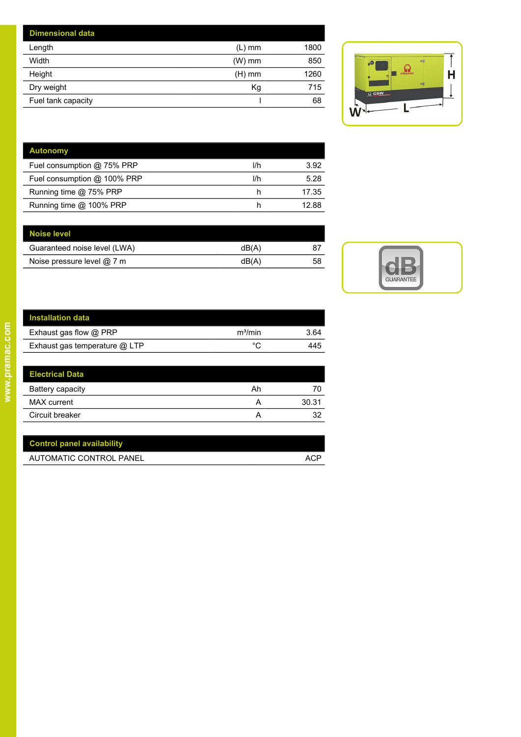| Dimensional data | | |
|---|---|---|
| Length | (L) mm | 1800 |
| Width | (W) mm | 850 |
| Height | (H) mm | 1260 |
| Dry weight | Kg | 715 |
| Fuel tank capacity | l | 68 |

| Autonomy | | |
|---|---|---|
| Fuel consumption @ 75% PRP | l/h | 3.92 |
| Fuel consumption @ 100% PRP | l/h | 5.28 |
| Running time @ 75% PRP | h | 17.35 |
| Running time @ 100% PRP | h | 12.88 |

| Noise level | | |
|---|---|---|
| Guaranteed noise level (LWA) | dB(A) | 87 |
| Noise pressure level @ 7 m | dB(A) | 58 |

| Installation data | | |
|---|---|---|
| Exhaust gas flow @ PRP | $m^3$/min | 3.64 |
| Exhaust gas temperature @ LTP | °C | 445 |

| Electrical Data | | |
|---|---|---|
| Battery capacity | Ah | 70 |
| MAX current | A | 30.31 |
| Circuit breaker | A | 32 |

| Control panel availability | |
|---|---|
| AUTOMATIC CONTROL PANEL | ACP |

www.pramac.com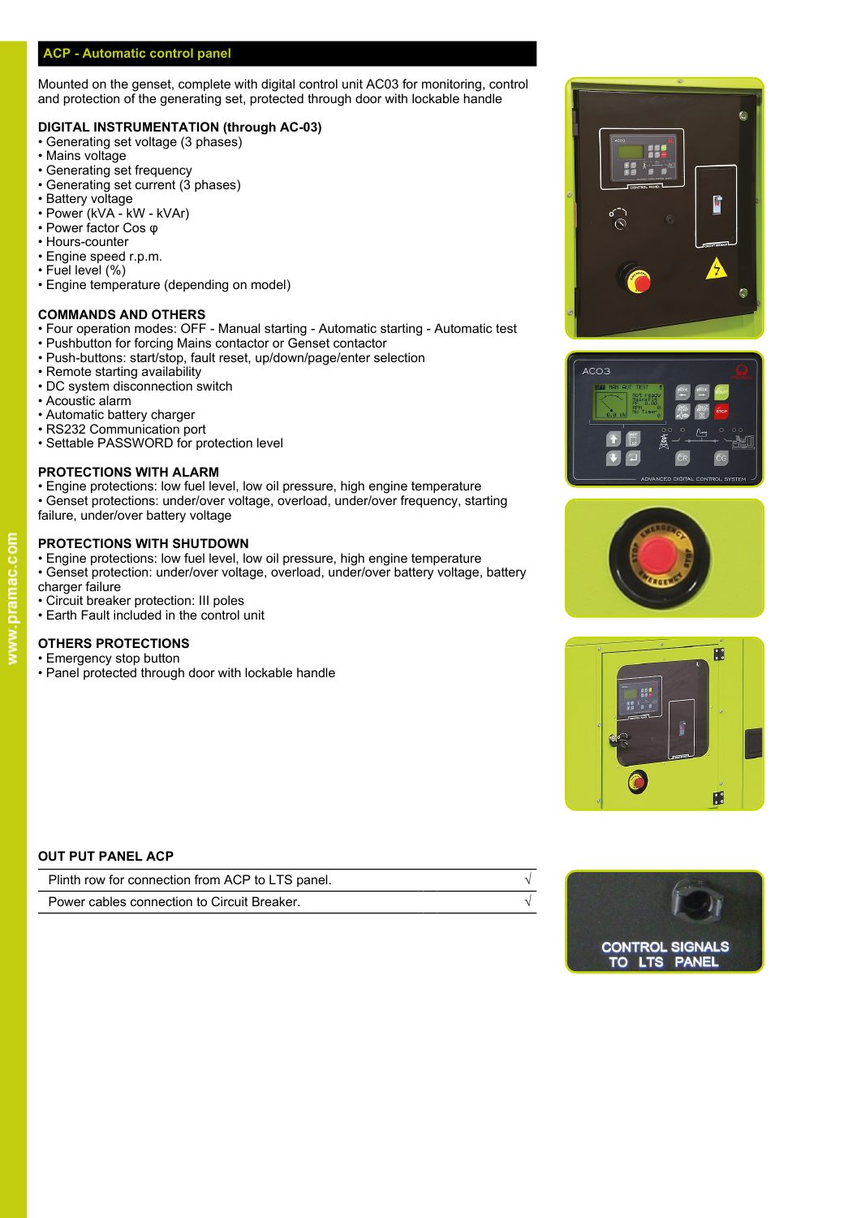## ACP - Automatic control panel

Mounted on the genset, complete with digital control unit AC03 for monitoring, control and protection of the generating set, protected through door with lockable handle

### DIGITAL INSTRUMENTATION (through AC-03)

- Generating set voltage (3 phases)
- Mains voltage
- Generating set frequency
- Generating set current (3 phases)
- Battery voltage
- Power (kVA - kW - kVAr)
- Power factor Cos φ
- Hours-counter
- Engine speed r.p.m.
- Fuel level (%)
- Engine temperature (depending on model)

### COMMANDS AND OTHERS

- Four operation modes: OFF - Manual starting - Automatic starting - Automatic test
- Pushbutton for forcing Mains contactor or Genset contactor
- Push-buttons: start/stop, fault reset, up/down/page/enter selection
- Remote starting availability
- DC system disconnection switch
- Acoustic alarm
- Automatic battery charger
- RS232 Communication port
- Settable PASSWORD for protection level

### PROTECTIONS WITH ALARM

- Engine protections: low fuel level, low oil pressure, high engine temperature
- Genset protections: under/over voltage, overload, under/over frequency, starting failure, under/over battery voltage

### PROTECTIONS WITH SHUTDOWN

- Engine protections: low fuel level, low oil pressure, high engine temperature
- Genset protection: under/over voltage, overload, under/over battery voltage, battery charger failure
- Circuit breaker protection: III poles
- Earth Fault included in the control unit

### OTHERS PROTECTIONS

- Emergency stop button
- Panel protected through door with lockable handle

### OUT PUT PANEL ACP

| | |
|---|---|
| Plinth row for connection from ACP to LTS panel. | √ |
| Power cables connection to Circuit Breaker. | √ |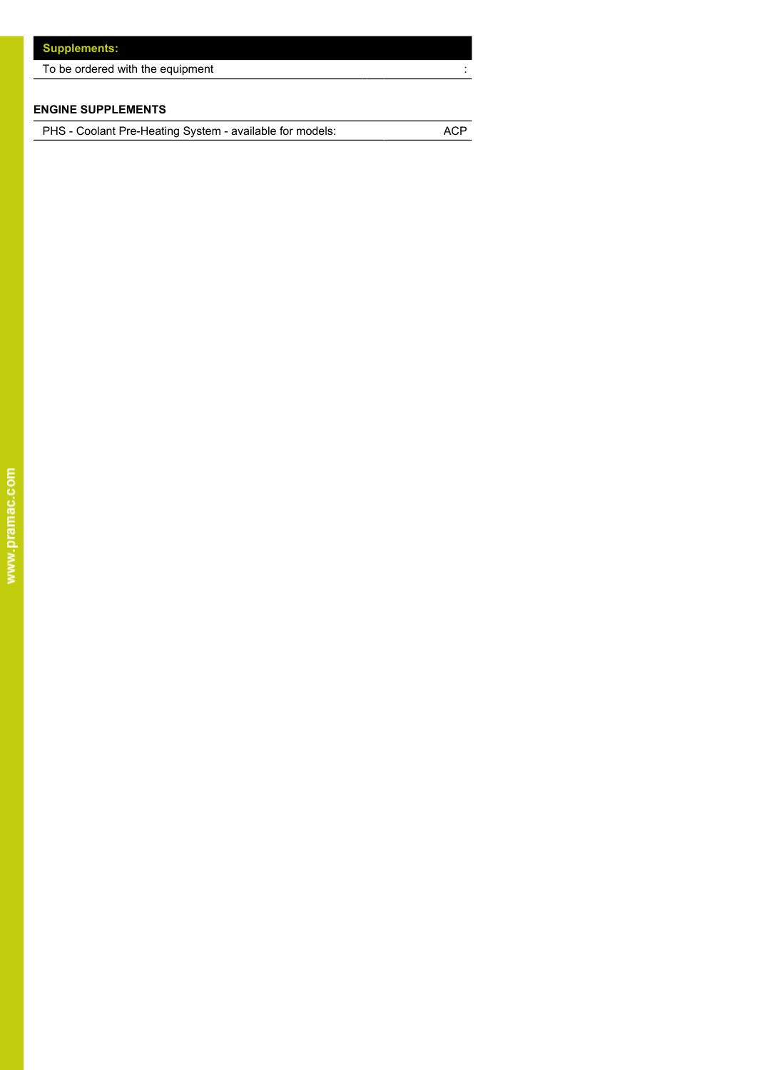| Supplements: | |
|---|---|
| To be ordered with the equipment | : |

**ENGINE SUPPLEMENTS**

| | |
|---|---|
| PHS - Coolant Pre-Heating System - available for models: | ACP |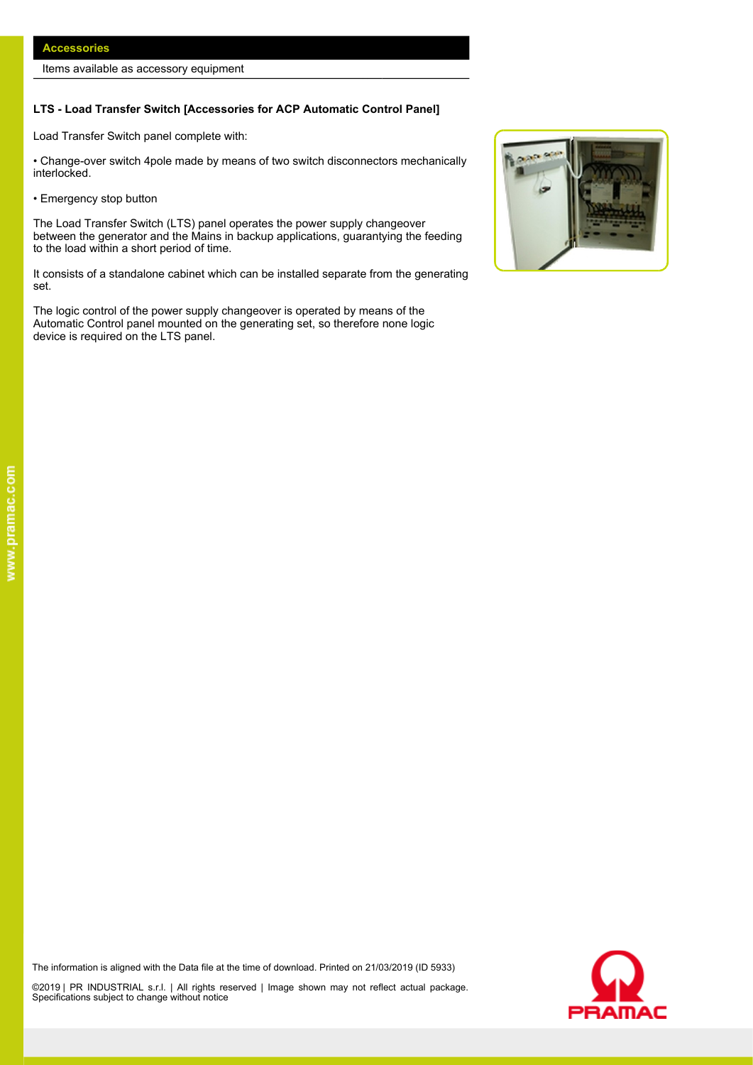## Accessories

Items available as accessory equipment

**LTS - Load Transfer Switch [Accessories for ACP Automatic Control Panel]**

Load Transfer Switch panel complete with:

- Change-over switch 4pole made by means of two switch disconnectors mechanically interlocked.
- Emergency stop button

The Load Transfer Switch (LTS) panel operates the power supply changeover between the generator and the Mains in backup applications, guarantying the feeding to the load within a short period of time.

It consists of a standalone cabinet which can be installed separate from the generating set.

The logic control of the power supply changeover is operated by means of the Automatic Control panel mounted on the generating set, so therefore none logic device is required on the LTS panel.

The information is aligned with the Data file at the time of download. Printed on 21/03/2019 (ID 5933)

©2019 | PR INDUSTRIAL s.r.l. | All rights reserved | Image shown may not reflect actual package. Specifications subject to change without notice